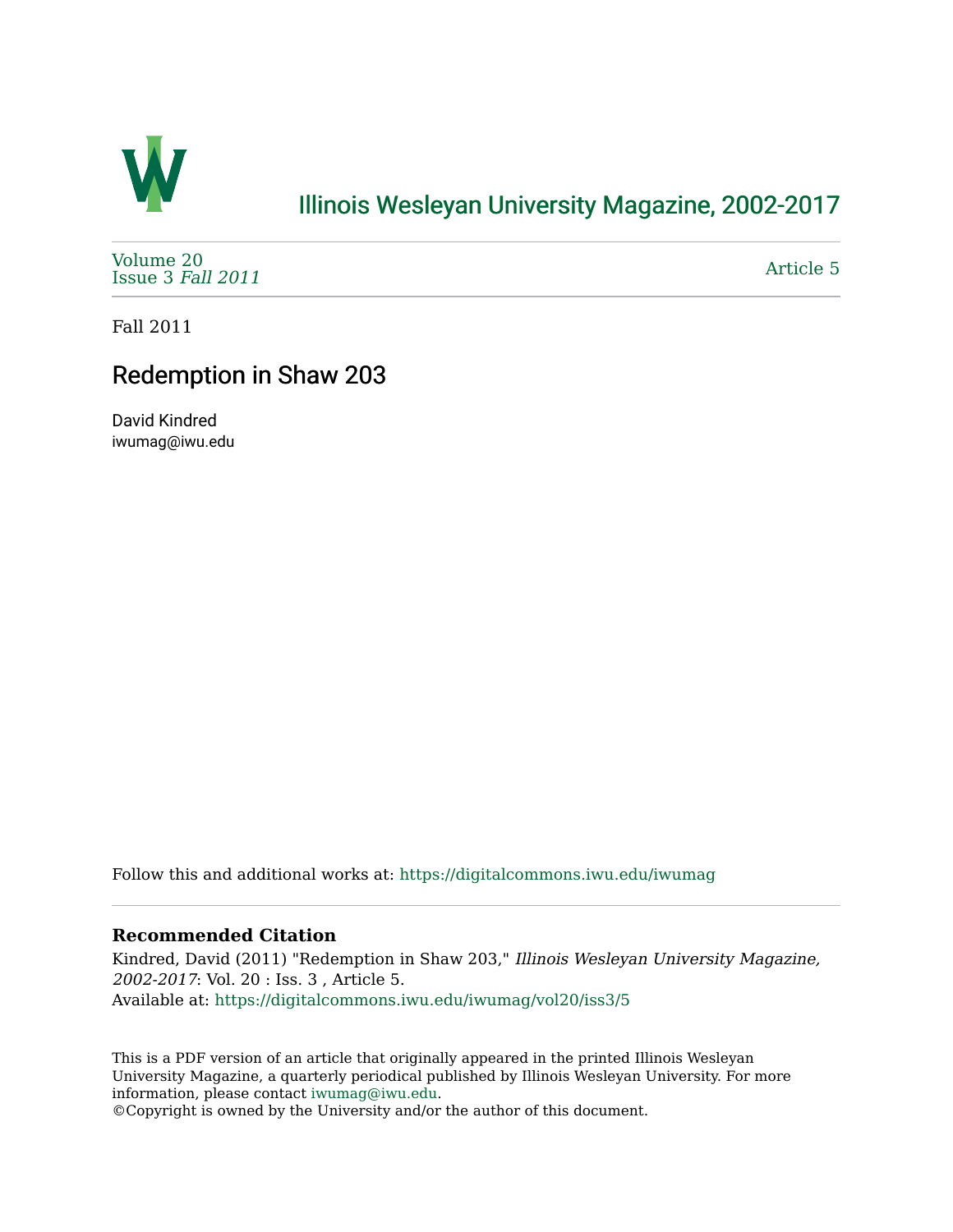# Illinois Wesleyan University Magazine, 2002-2017

Volume 20
Issue 3 *Fall 2011*

Article 5

Fall 2011

## Redemption in Shaw 203

David Kindred
iwumag@iwu.edu

Follow this and additional works at: https://digitalcommons.iwu.edu/iwumag

### Recommended Citation

Kindred, David (2011) "Redemption in Shaw 203," *Illinois Wesleyan University Magazine, 2002-2017*: Vol. 20 : Iss. 3 , Article 5.
Available at: https://digitalcommons.iwu.edu/iwumag/vol20/iss3/5

This is a PDF version of an article that originally appeared in the printed Illinois Wesleyan University Magazine, a quarterly periodical published by Illinois Wesleyan University. For more information, please contact iwumag@iwu.edu.
©Copyright is owned by the University and/or the author of this document.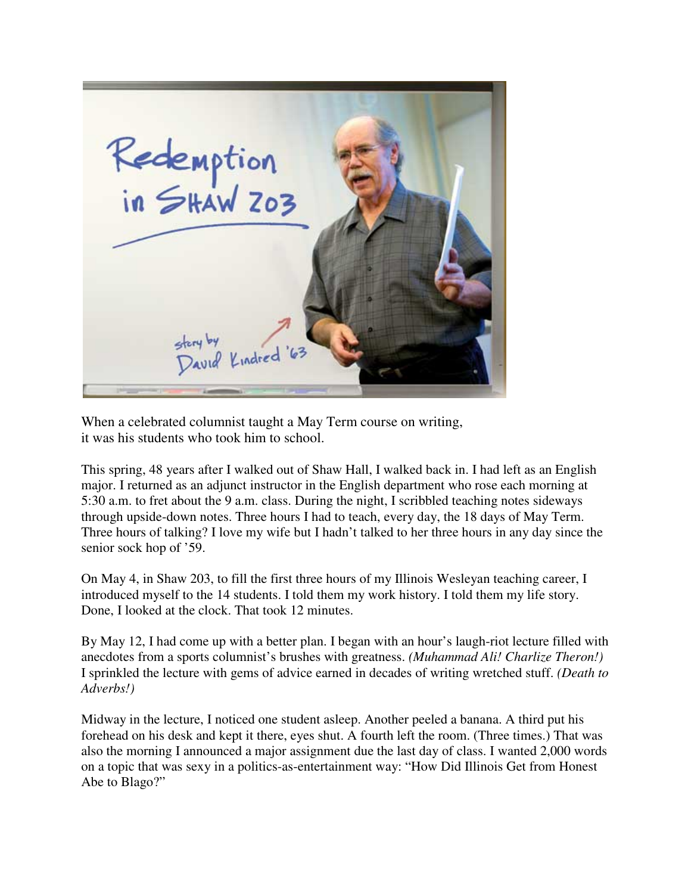# Redemption in Shaw 203

story by David Kindred '63

When a celebrated columnist taught a May Term course on writing, it was his students who took him to school.

This spring, 48 years after I walked out of Shaw Hall, I walked back in. I had left as an English major. I returned as an adjunct instructor in the English department who rose each morning at 5:30 a.m. to fret about the 9 a.m. class. During the night, I scribbled teaching notes sideways through upside-down notes. Three hours I had to teach, every day, the 18 days of May Term. Three hours of talking? I love my wife but I hadn't talked to her three hours in any day since the senior sock hop of '59.

On May 4, in Shaw 203, to fill the first three hours of my Illinois Wesleyan teaching career, I introduced myself to the 14 students. I told them my work history. I told them my life story. Done, I looked at the clock. That took 12 minutes.

By May 12, I had come up with a better plan. I began with an hour's laugh-riot lecture filled with anecdotes from a sports columnist's brushes with greatness. *(Muhammad Ali! Charlize Theron!)* I sprinkled the lecture with gems of advice earned in decades of writing wretched stuff. *(Death to Adverbs!)*

Midway in the lecture, I noticed one student asleep. Another peeled a banana. A third put his forehead on his desk and kept it there, eyes shut. A fourth left the room. (Three times.) That was also the morning I announced a major assignment due the last day of class. I wanted 2,000 words on a topic that was sexy in a politics-as-entertainment way: "How Did Illinois Get from Honest Abe to Blago?"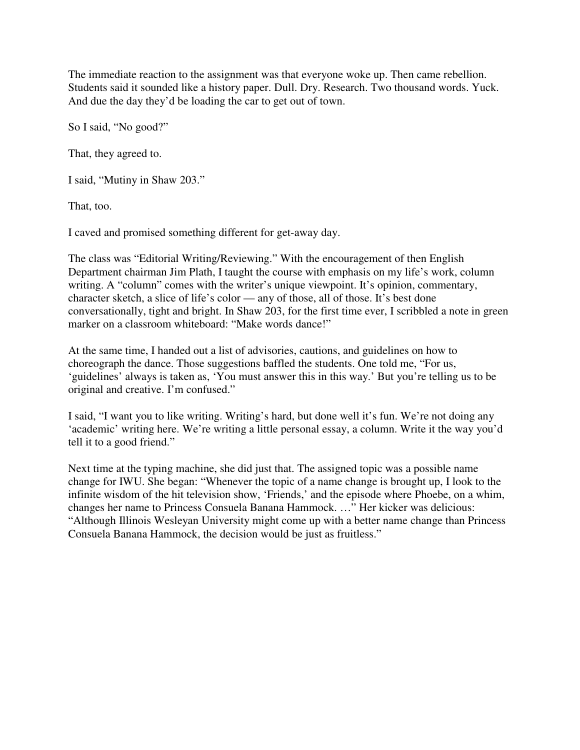The immediate reaction to the assignment was that everyone woke up. Then came rebellion. Students said it sounded like a history paper. Dull. Dry. Research. Two thousand words. Yuck. And due the day they'd be loading the car to get out of town.

So I said, "No good?"

That, they agreed to.

I said, "Mutiny in Shaw 203."

That, too.

I caved and promised something different for get-away day.

The class was "Editorial Writing/Reviewing." With the encouragement of then English Department chairman Jim Plath, I taught the course with emphasis on my life's work, column writing. A "column" comes with the writer's unique viewpoint. It's opinion, commentary, character sketch, a slice of life's color — any of those, all of those. It's best done conversationally, tight and bright. In Shaw 203, for the first time ever, I scribbled a note in green marker on a classroom whiteboard: "Make words dance!"

At the same time, I handed out a list of advisories, cautions, and guidelines on how to choreograph the dance. Those suggestions baffled the students. One told me, "For us, 'guidelines' always is taken as, 'You must answer this in this way.' But you're telling us to be original and creative. I'm confused."

I said, "I want you to like writing. Writing's hard, but done well it's fun. We're not doing any 'academic' writing here. We're writing a little personal essay, a column. Write it the way you'd tell it to a good friend."

Next time at the typing machine, she did just that. The assigned topic was a possible name change for IWU. She began: "Whenever the topic of a name change is brought up, I look to the infinite wisdom of the hit television show, 'Friends,' and the episode where Phoebe, on a whim, changes her name to Princess Consuela Banana Hammock. …" Her kicker was delicious: "Although Illinois Wesleyan University might come up with a better name change than Princess Consuela Banana Hammock, the decision would be just as fruitless."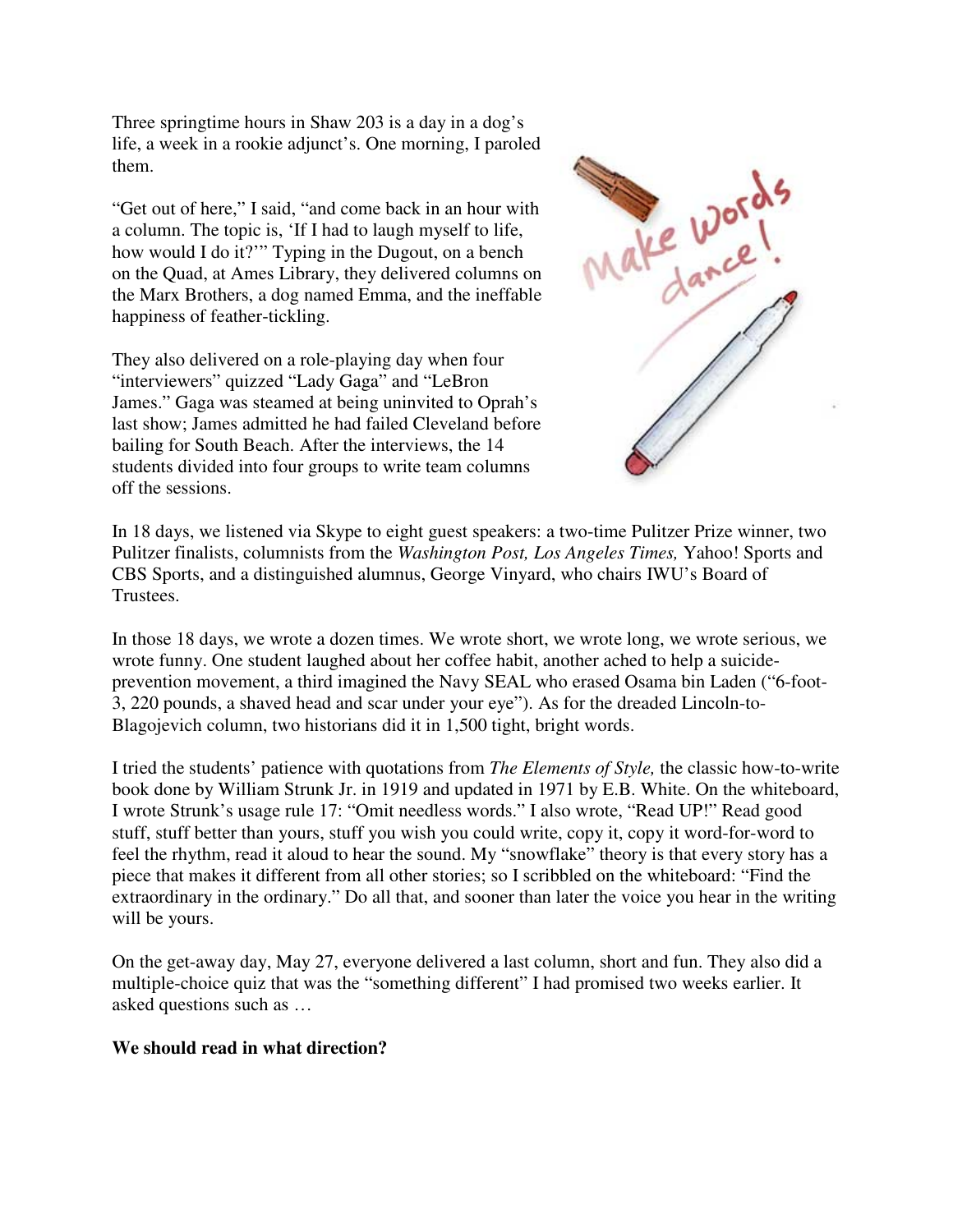Three springtime hours in Shaw 203 is a day in a dog's life, a week in a rookie adjunct's. One morning, I paroled them.

"Get out of here," I said, "and come back in an hour with a column. The topic is, 'If I had to laugh myself to life, how would I do it?'" Typing in the Dugout, on a bench on the Quad, at Ames Library, they delivered columns on the Marx Brothers, a dog named Emma, and the ineffable happiness of feather-tickling.

They also delivered on a role-playing day when four "interviewers" quizzed "Lady Gaga" and "LeBron James." Gaga was steamed at being uninvited to Oprah's last show; James admitted he had failed Cleveland before bailing for South Beach. After the interviews, the 14 students divided into four groups to write team columns off the sessions.

In 18 days, we listened via Skype to eight guest speakers: a two-time Pulitzer Prize winner, two Pulitzer finalists, columnists from the *Washington Post, Los Angeles Times,* Yahoo! Sports and CBS Sports, and a distinguished alumnus, George Vinyard, who chairs IWU's Board of Trustees.

In those 18 days, we wrote a dozen times. We wrote short, we wrote long, we wrote serious, we wrote funny. One student laughed about her coffee habit, another ached to help a suicide-prevention movement, a third imagined the Navy SEAL who erased Osama bin Laden ("6-foot-3, 220 pounds, a shaved head and scar under your eye"). As for the dreaded Lincoln-to-Blagojevich column, two historians did it in 1,500 tight, bright words.

I tried the students' patience with quotations from *The Elements of Style,* the classic how-to-write book done by William Strunk Jr. in 1919 and updated in 1971 by E.B. White. On the whiteboard, I wrote Strunk's usage rule 17: "Omit needless words." I also wrote, "Read UP!" Read good stuff, stuff better than yours, stuff you wish you could write, copy it, copy it word-for-word to feel the rhythm, read it aloud to hear the sound. My "snowflake" theory is that every story has a piece that makes it different from all other stories; so I scribbled on the whiteboard: "Find the extraordinary in the ordinary." Do all that, and sooner than later the voice you hear in the writing will be yours.

On the get-away day, May 27, everyone delivered a last column, short and fun. They also did a multiple-choice quiz that was the "something different" I had promised two weeks earlier. It asked questions such as …

**We should read in what direction?**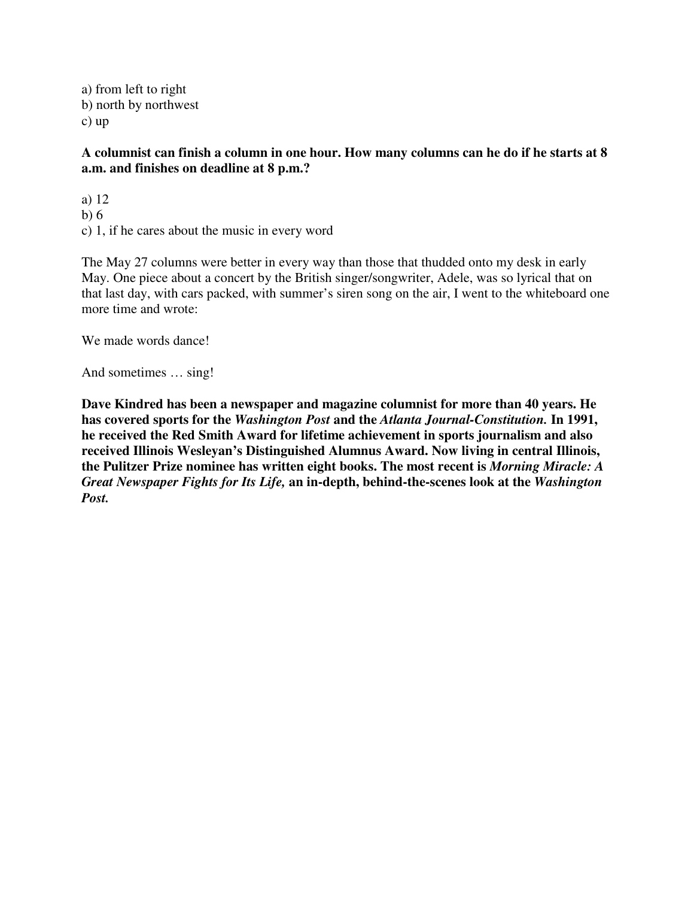a) from left to right
b) north by northwest
c) up

**A columnist can finish a column in one hour. How many columns can he do if he starts at 8 a.m. and finishes on deadline at 8 p.m.?**

a) 12
b) 6
c) 1, if he cares about the music in every word

The May 27 columns were better in every way than those that thudded onto my desk in early May. One piece about a concert by the British singer/songwriter, Adele, was so lyrical that on that last day, with cars packed, with summer's siren song on the air, I went to the whiteboard one more time and wrote:

We made words dance!

And sometimes … sing!

**Dave Kindred has been a newspaper and magazine columnist for more than 40 years. He has covered sports for the *Washington Post* and the *Atlanta Journal-Constitution.* In 1991, he received the Red Smith Award for lifetime achievement in sports journalism and also received Illinois Wesleyan's Distinguished Alumnus Award. Now living in central Illinois, the Pulitzer Prize nominee has written eight books. The most recent is *Morning Miracle: A Great Newspaper Fights for Its Life,* an in-depth, behind-the-scenes look at the *Washington Post.***